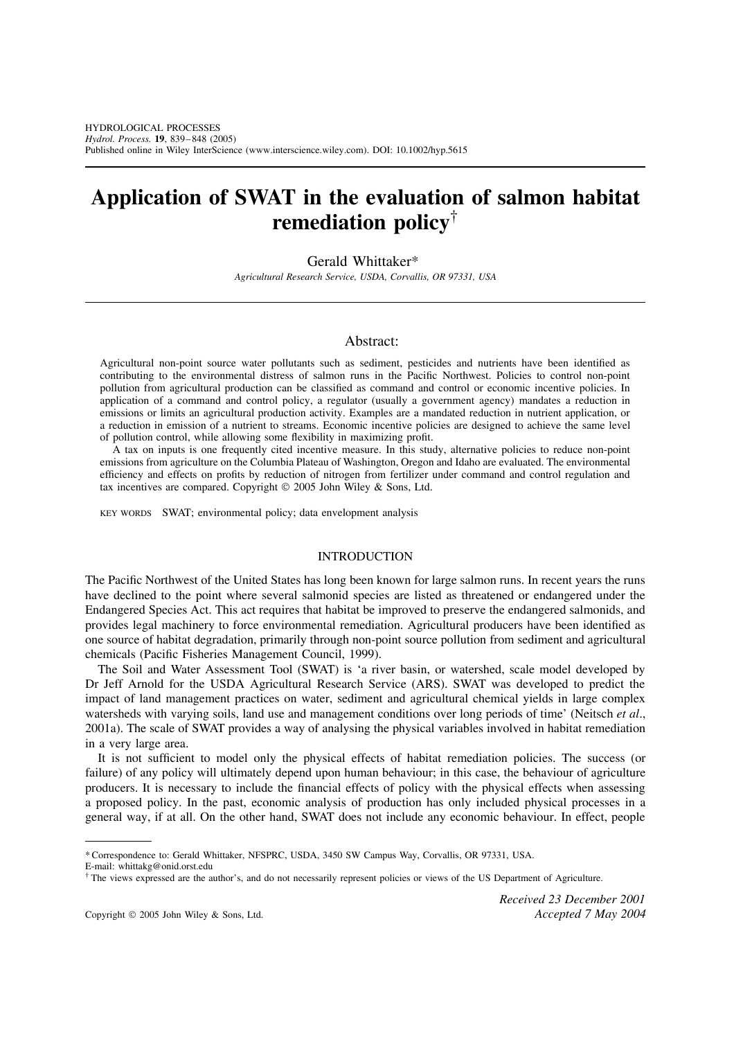# Application of SWAT in the evaluation of salmon habitat remediation policy[†]

Gerald Whittaker*

*Agricultural Research Service, USDA, Corvallis, OR 97331, USA*

## Abstract:

Agricultural non-point source water pollutants such as sediment, pesticides and nutrients have been identified as contributing to the environmental distress of salmon runs in the Pacific Northwest. Policies to control non-point pollution from agricultural production can be classified as command and control or economic incentive policies. In application of a command and control policy, a regulator (usually a government agency) mandates a reduction in emissions or limits an agricultural production activity. Examples are a mandated reduction in nutrient application, or a reduction in emission of a nutrient to streams. Economic incentive policies are designed to achieve the same level of pollution control, while allowing some flexibility in maximizing profit.

A tax on inputs is one frequently cited incentive measure. In this study, alternative policies to reduce non-point emissions from agriculture on the Columbia Plateau of Washington, Oregon and Idaho are evaluated. The environmental efficiency and effects on profits by reduction of nitrogen from fertilizer under command and control regulation and tax incentives are compared. Copyright © 2005 John Wiley & Sons, Ltd.

KEY WORDS SWAT; environmental policy; data envelopment analysis

## INTRODUCTION

The Pacific Northwest of the United States has long been known for large salmon runs. In recent years the runs have declined to the point where several salmonid species are listed as threatened or endangered under the Endangered Species Act. This act requires that habitat be improved to preserve the endangered salmonids, and provides legal machinery to force environmental remediation. Agricultural producers have been identified as one source of habitat degradation, primarily through non-point source pollution from sediment and agricultural chemicals (Pacific Fisheries Management Council, 1999).

The Soil and Water Assessment Tool (SWAT) is 'a river basin, or watershed, scale model developed by Dr Jeff Arnold for the USDA Agricultural Research Service (ARS). SWAT was developed to predict the impact of land management practices on water, sediment and agricultural chemical yields in large complex watersheds with varying soils, land use and management conditions over long periods of time' (Neitsch *et al*., 2001a). The scale of SWAT provides a way of analysing the physical variables involved in habitat remediation in a very large area.

It is not sufficient to model only the physical effects of habitat remediation policies. The success (or failure) of any policy will ultimately depend upon human behaviour; in this case, the behaviour of agriculture producers. It is necessary to include the financial effects of policy with the physical effects when assessing a proposed policy. In the past, economic analysis of production has only included physical processes in a general way, if at all. On the other hand, SWAT does not include any economic behaviour. In effect, people

---

\* Correspondence to: Gerald Whittaker, NFSPRC, USDA, 3450 SW Campus Way, Corvallis, OR 97331, USA.
E-mail: whittakg@onid.orst.edu

[†] The views expressed are the author's, and do not necessarily represent policies or views of the US Department of Agriculture.

Copyright © 2005 John Wiley & Sons, Ltd.

*Received 23 December 2001*
*Accepted 7 May 2004*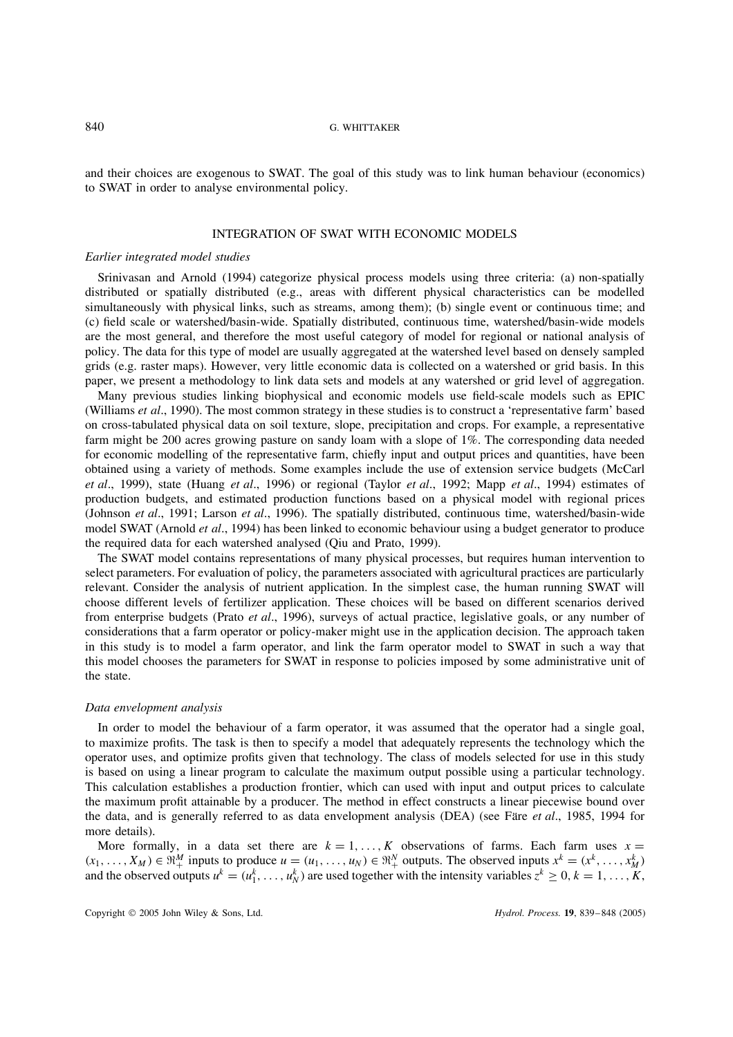and their choices are exogenous to SWAT. The goal of this study was to link human behaviour (economics) to SWAT in order to analyse environmental policy.

## INTEGRATION OF SWAT WITH ECONOMIC MODELS

### *Earlier integrated model studies*

Srinivasan and Arnold (1994) categorize physical process models using three criteria: (a) non-spatially distributed or spatially distributed (e.g., areas with different physical characteristics can be modelled simultaneously with physical links, such as streams, among them); (b) single event or continuous time; and (c) field scale or watershed/basin-wide. Spatially distributed, continuous time, watershed/basin-wide models are the most general, and therefore the most useful category of model for regional or national analysis of policy. The data for this type of model are usually aggregated at the watershed level based on densely sampled grids (e.g. raster maps). However, very little economic data is collected on a watershed or grid basis. In this paper, we present a methodology to link data sets and models at any watershed or grid level of aggregation.

Many previous studies linking biophysical and economic models use field-scale models such as EPIC (Williams *et al*., 1990). The most common strategy in these studies is to construct a 'representative farm' based on cross-tabulated physical data on soil texture, slope, precipitation and crops. For example, a representative farm might be 200 acres growing pasture on sandy loam with a slope of 1%. The corresponding data needed for economic modelling of the representative farm, chiefly input and output prices and quantities, have been obtained using a variety of methods. Some examples include the use of extension service budgets (McCarl *et al*., 1999), state (Huang *et al*., 1996) or regional (Taylor *et al*., 1992; Mapp *et al*., 1994) estimates of production budgets, and estimated production functions based on a physical model with regional prices (Johnson *et al*., 1991; Larson *et al*., 1996). The spatially distributed, continuous time, watershed/basin-wide model SWAT (Arnold *et al*., 1994) has been linked to economic behaviour using a budget generator to produce the required data for each watershed analysed (Qiu and Prato, 1999).

The SWAT model contains representations of many physical processes, but requires human intervention to select parameters. For evaluation of policy, the parameters associated with agricultural practices are particularly relevant. Consider the analysis of nutrient application. In the simplest case, the human running SWAT will choose different levels of fertilizer application. These choices will be based on different scenarios derived from enterprise budgets (Prato *et al*., 1996), surveys of actual practice, legislative goals, or any number of considerations that a farm operator or policy-maker might use in the application decision. The approach taken in this study is to model a farm operator, and link the farm operator model to SWAT in such a way that this model chooses the parameters for SWAT in response to policies imposed by some administrative unit of the state.

### *Data envelopment analysis*

In order to model the behaviour of a farm operator, it was assumed that the operator had a single goal, to maximize profits. The task is then to specify a model that adequately represents the technology which the operator uses, and optimize profits given that technology. The class of models selected for use in this study is based on using a linear program to calculate the maximum output possible using a particular technology. This calculation establishes a production frontier, which can used with input and output prices to calculate the maximum profit attainable by a producer. The method in effect constructs a linear piecewise bound over the data, and is generally referred to as data envelopment analysis (DEA) (see Färe *et al*., 1985, 1994 for more details).

More formally, in a data set there are $k = 1, \ldots, K$ observations of farms. Each farm uses $x = (x_1, \ldots, X_M) \in \Re^M_+$ inputs to produce $u = (u_1, \ldots, u_N) \in \Re^N_+$ outputs. The observed inputs $x^k = (x^k, \ldots, x^k_M)$ and the observed outputs $u^k = (u^k_1, \ldots, u^k_N)$ are used together with the intensity variables $z^k \geq 0, k = 1, \ldots, K$,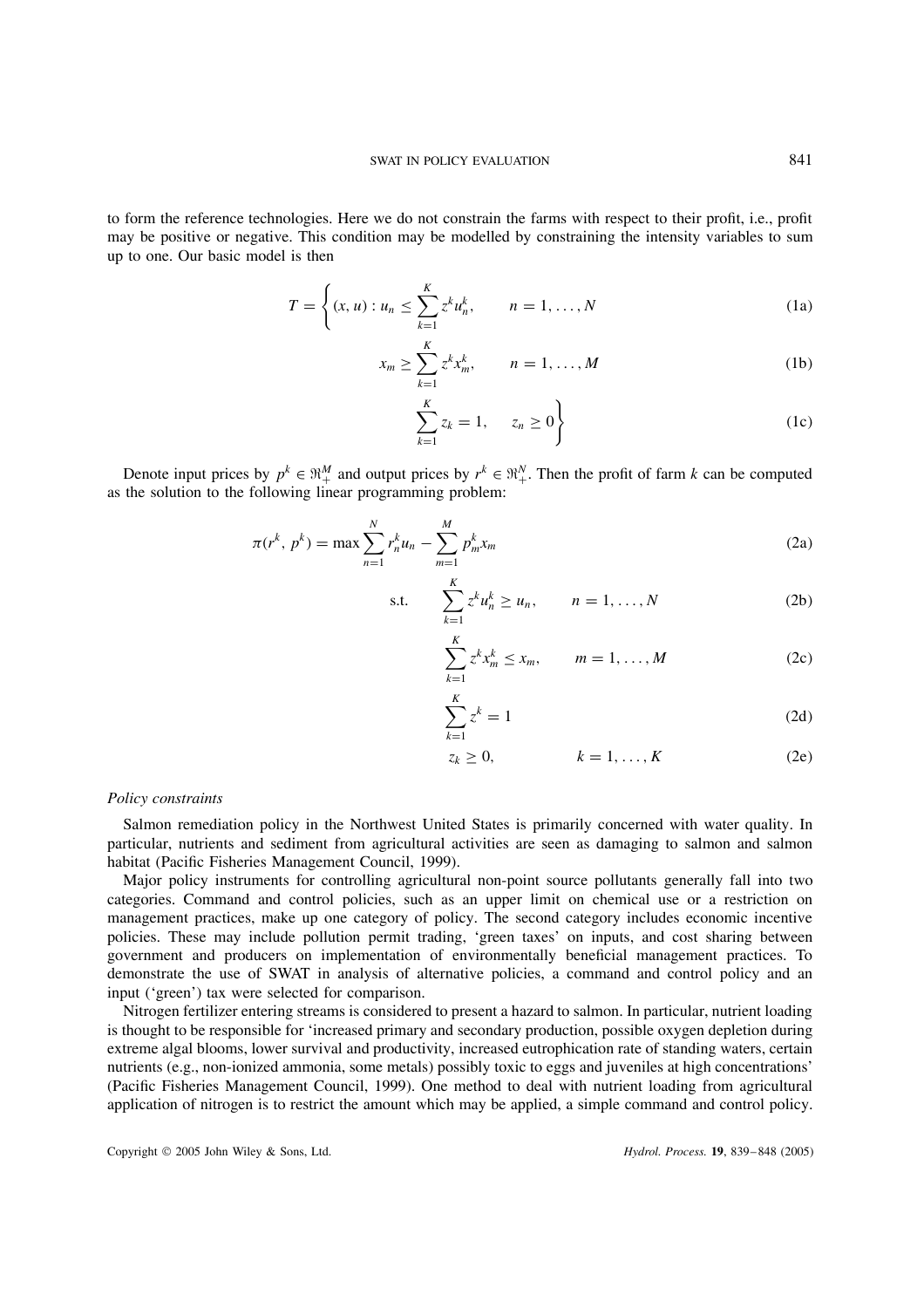to form the reference technologies. Here we do not constrain the farms with respect to their profit, i.e., profit may be positive or negative. This condition may be modelled by constraining the intensity variables to sum up to one. Our basic model is then

$$T = \left\{ (x, u) : u_n \leq \sum_{k=1}^{K} z^k u_n^k, \qquad n = 1, \ldots, N \right. \tag{1a}$$

$$x_m \geq \sum_{k=1}^{K} z^k x_m^k, \qquad n = 1, \ldots, M \tag{1b}$$

$$\left. \sum_{k=1}^{K} z_k = 1, \quad z_n \geq 0 \right\} \tag{1c}$$

Denote input prices by $p^k \in \Re_+^M$ and output prices by $r^k \in \Re_+^N$. Then the profit of farm $k$ can be computed as the solution to the following linear programming problem:

$$\pi(r^k, p^k) = \max \sum_{n=1}^{N} r_n^k u_n - \sum_{m=1}^{M} p_m^k x_m \tag{2a}$$

$$\text{s.t.} \qquad \sum_{k=1}^{K} z^k u_n^k \geq u_n, \qquad n = 1, \ldots, N \tag{2b}$$

$$\sum_{k=1}^{K} z^k x_m^k \leq x_m, \qquad m = 1, \ldots, M \tag{2c}$$

$$\sum_{k=1}^{K} z^k = 1 \tag{2d}$$

$$z_k \geq 0, \qquad k = 1, \ldots, K \tag{2e}$$

*Policy constraints*

Salmon remediation policy in the Northwest United States is primarily concerned with water quality. In particular, nutrients and sediment from agricultural activities are seen as damaging to salmon and salmon habitat (Pacific Fisheries Management Council, 1999).

Major policy instruments for controlling agricultural non-point source pollutants generally fall into two categories. Command and control policies, such as an upper limit on chemical use or a restriction on management practices, make up one category of policy. The second category includes economic incentive policies. These may include pollution permit trading, 'green taxes' on inputs, and cost sharing between government and producers on implementation of environmentally beneficial management practices. To demonstrate the use of SWAT in analysis of alternative policies, a command and control policy and an input ('green') tax were selected for comparison.

Nitrogen fertilizer entering streams is considered to present a hazard to salmon. In particular, nutrient loading is thought to be responsible for 'increased primary and secondary production, possible oxygen depletion during extreme algal blooms, lower survival and productivity, increased eutrophication rate of standing waters, certain nutrients (e.g., non-ionized ammonia, some metals) possibly toxic to eggs and juveniles at high concentrations' (Pacific Fisheries Management Council, 1999). One method to deal with nutrient loading from agricultural application of nitrogen is to restrict the amount which may be applied, a simple command and control policy.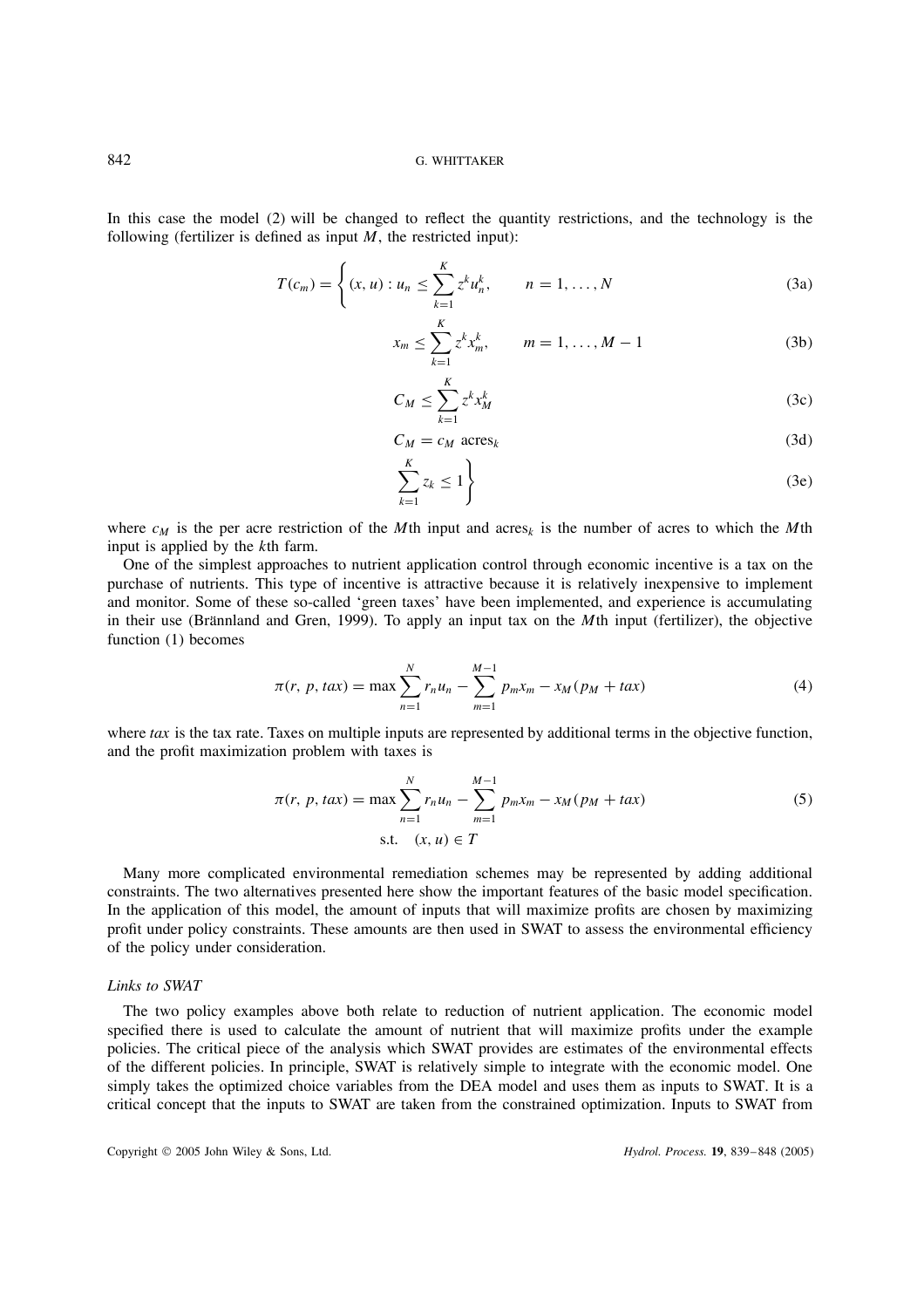In this case the model (2) will be changed to reflect the quantity restrictions, and the technology is the following (fertilizer is defined as input $M$, the restricted input):

$$T(c_m) = \left\{ (x, u) : u_n \leq \sum_{k=1}^{K} z^k u_n^k, \qquad n = 1, \ldots, N \right. \tag{3a}$$

$$x_m \leq \sum_{k=1}^{K} z^k x_m^k, \qquad m = 1, \ldots, M-1 \tag{3b}$$

$$C_M \leq \sum_{k=1}^{K} z^k x_M^k \tag{3c}$$

$$C_M = c_M \ \text{acres}_k \tag{3d}$$

$$\left. \sum_{k=1}^{K} z_k \leq 1 \right\} \tag{3e}$$

where $c_M$ is the per acre restriction of the $M$th input and $\text{acres}_k$ is the number of acres to which the $M$th input is applied by the $k$th farm.

One of the simplest approaches to nutrient application control through economic incentive is a tax on the purchase of nutrients. This type of incentive is attractive because it is relatively inexpensive to implement and monitor. Some of these so-called 'green taxes' have been implemented, and experience is accumulating in their use (Brännland and Gren, 1999). To apply an input tax on the $M$th input (fertilizer), the objective function (1) becomes

$$\pi(r, p, tax) = \max \sum_{n=1}^{N} r_n u_n - \sum_{m=1}^{M-1} p_m x_m - x_M(p_M + tax) \tag{4}$$

where $tax$ is the tax rate. Taxes on multiple inputs are represented by additional terms in the objective function, and the profit maximization problem with taxes is

$$\pi(r, p, tax) = \max \sum_{n=1}^{N} r_n u_n - \sum_{m=1}^{M-1} p_m x_m - x_M(p_M + tax) \quad \text{s.t.} \quad (x, u) \in T \tag{5}$$

Many more complicated environmental remediation schemes may be represented by adding additional constraints. The two alternatives presented here show the important features of the basic model specification. In the application of this model, the amount of inputs that will maximize profits are chosen by maximizing profit under policy constraints. These amounts are then used in SWAT to assess the environmental efficiency of the policy under consideration.

### *Links to SWAT*

The two policy examples above both relate to reduction of nutrient application. The economic model specified there is used to calculate the amount of nutrient that will maximize profits under the example policies. The critical piece of the analysis which SWAT provides are estimates of the environmental effects of the different policies. In principle, SWAT is relatively simple to integrate with the economic model. One simply takes the optimized choice variables from the DEA model and uses them as inputs to SWAT. It is a critical concept that the inputs to SWAT are taken from the constrained optimization. Inputs to SWAT from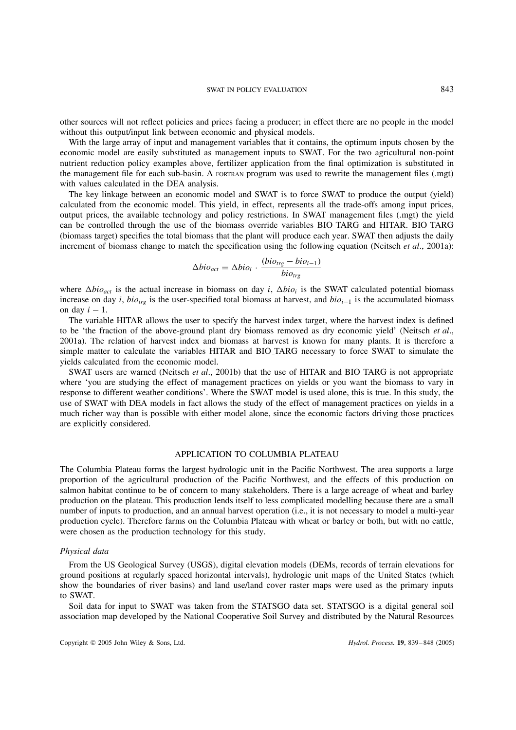other sources will not reflect policies and prices facing a producer; in effect there are no people in the model without this output/input link between economic and physical models.

With the large array of input and management variables that it contains, the optimum inputs chosen by the economic model are easily substituted as management inputs to SWAT. For the two agricultural non-point nutrient reduction policy examples above, fertilizer application from the final optimization is substituted in the management file for each sub-basin. A FORTRAN program was used to rewrite the management files (.mgt) with values calculated in the DEA analysis.

The key linkage between an economic model and SWAT is to force SWAT to produce the output (yield) calculated from the economic model. This yield, in effect, represents all the trade-offs among input prices, output prices, the available technology and policy restrictions. In SWAT management files (.mgt) the yield can be controlled through the use of the biomass override variables BIO_TARG and HITAR. BIO_TARG (biomass target) specifies the total biomass that the plant will produce each year. SWAT then adjusts the daily increment of biomass change to match the specification using the following equation (Neitsch *et al*., 2001a):

$$\Delta bio_{act} = \Delta bio_i \cdot \frac{(bio_{trg} - bio_{i-1})}{bio_{trg}}$$

where $\Delta bio_{act}$ is the actual increase in biomass on day $i$, $\Delta bio_i$ is the SWAT calculated potential biomass increase on day $i$, $bio_{trg}$ is the user-specified total biomass at harvest, and $bio_{i-1}$ is the accumulated biomass on day $i-1$.

The variable HITAR allows the user to specify the harvest index target, where the harvest index is defined to be 'the fraction of the above-ground plant dry biomass removed as dry economic yield' (Neitsch *et al*., 2001a). The relation of harvest index and biomass at harvest is known for many plants. It is therefore a simple matter to calculate the variables HITAR and BIO_TARG necessary to force SWAT to simulate the yields calculated from the economic model.

SWAT users are warned (Neitsch *et al*., 2001b) that the use of HITAR and BIO_TARG is not appropriate where 'you are studying the effect of management practices on yields or you want the biomass to vary in response to different weather conditions'. Where the SWAT model is used alone, this is true. In this study, the use of SWAT with DEA models in fact allows the study of the effect of management practices on yields in a much richer way than is possible with either model alone, since the economic factors driving those practices are explicitly considered.

## APPLICATION TO COLUMBIA PLATEAU

The Columbia Plateau forms the largest hydrologic unit in the Pacific Northwest. The area supports a large proportion of the agricultural production of the Pacific Northwest, and the effects of this production on salmon habitat continue to be of concern to many stakeholders. There is a large acreage of wheat and barley production on the plateau. This production lends itself to less complicated modelling because there are a small number of inputs to production, and an annual harvest operation (i.e., it is not necessary to model a multi-year production cycle). Therefore farms on the Columbia Plateau with wheat or barley or both, but with no cattle, were chosen as the production technology for this study.

### *Physical data*

From the US Geological Survey (USGS), digital elevation models (DEMs, records of terrain elevations for ground positions at regularly spaced horizontal intervals), hydrologic unit maps of the United States (which show the boundaries of river basins) and land use/land cover raster maps were used as the primary inputs to SWAT.

Soil data for input to SWAT was taken from the STATSGO data set. STATSGO is a digital general soil association map developed by the National Cooperative Soil Survey and distributed by the Natural Resources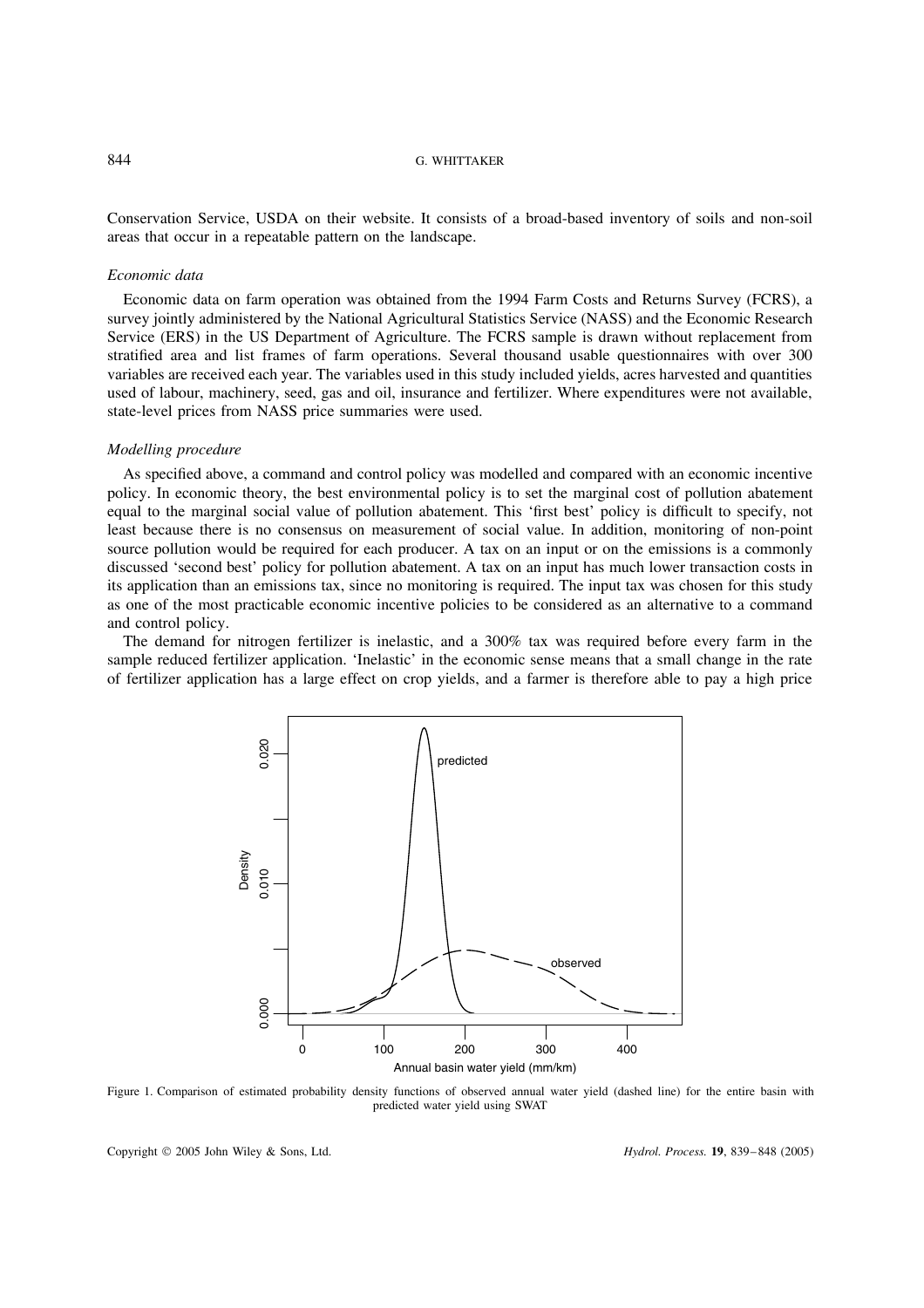Conservation Service, USDA on their website. It consists of a broad-based inventory of soils and non-soil areas that occur in a repeatable pattern on the landscape.

### *Economic data*

Economic data on farm operation was obtained from the 1994 Farm Costs and Returns Survey (FCRS), a survey jointly administered by the National Agricultural Statistics Service (NASS) and the Economic Research Service (ERS) in the US Department of Agriculture. The FCRS sample is drawn without replacement from stratified area and list frames of farm operations. Several thousand usable questionnaires with over 300 variables are received each year. The variables used in this study included yields, acres harvested and quantities used of labour, machinery, seed, gas and oil, insurance and fertilizer. Where expenditures were not available, state-level prices from NASS price summaries were used.

### *Modelling procedure*

As specified above, a command and control policy was modelled and compared with an economic incentive policy. In economic theory, the best environmental policy is to set the marginal cost of pollution abatement equal to the marginal social value of pollution abatement. This 'first best' policy is difficult to specify, not least because there is no consensus on measurement of social value. In addition, monitoring of non-point source pollution would be required for each producer. A tax on an input or on the emissions is a commonly discussed 'second best' policy for pollution abatement. A tax on an input has much lower transaction costs in its application than an emissions tax, since no monitoring is required. The input tax was chosen for this study as one of the most practicable economic incentive policies to be considered as an alternative to a command and control policy.

The demand for nitrogen fertilizer is inelastic, and a 300% tax was required before every farm in the sample reduced fertilizer application. 'Inelastic' in the economic sense means that a small change in the rate of fertilizer application has a large effect on crop yields, and a farmer is therefore able to pay a high price

Figure 1. Comparison of estimated probability density functions of observed annual water yield (dashed line) for the entire basin with predicted water yield using SWAT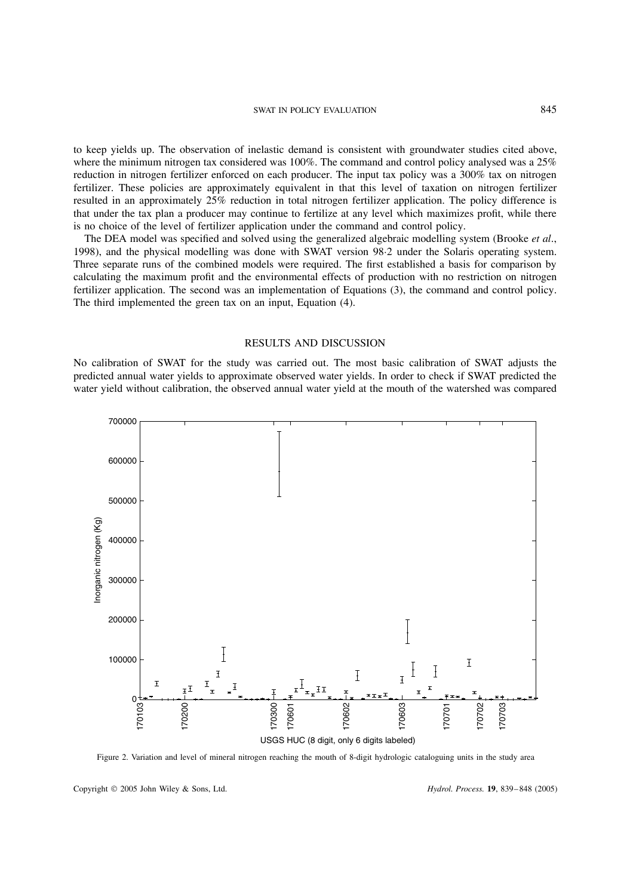to keep yields up. The observation of inelastic demand is consistent with groundwater studies cited above, where the minimum nitrogen tax considered was 100%. The command and control policy analysed was a 25% reduction in nitrogen fertilizer enforced on each producer. The input tax policy was a 300% tax on nitrogen fertilizer. These policies are approximately equivalent in that this level of taxation on nitrogen fertilizer resulted in an approximately 25% reduction in total nitrogen fertilizer application. The policy difference is that under the tax plan a producer may continue to fertilize at any level which maximizes profit, while there is no choice of the level of fertilizer application under the command and control policy.

The DEA model was specified and solved using the generalized algebraic modelling system (Brooke *et al*., 1998), and the physical modelling was done with SWAT version 98·2 under the Solaris operating system. Three separate runs of the combined models were required. The first established a basis for comparison by calculating the maximum profit and the environmental effects of production with no restriction on nitrogen fertilizer application. The second was an implementation of Equations (3), the command and control policy. The third implemented the green tax on an input, Equation (4).

## RESULTS AND DISCUSSION

No calibration of SWAT for the study was carried out. The most basic calibration of SWAT adjusts the predicted annual water yields to approximate observed water yields. In order to check if SWAT predicted the water yield without calibration, the observed annual water yield at the mouth of the watershed was compared

Figure 2. Variation and level of mineral nitrogen reaching the mouth of 8-digit hydrologic cataloguing units in the study area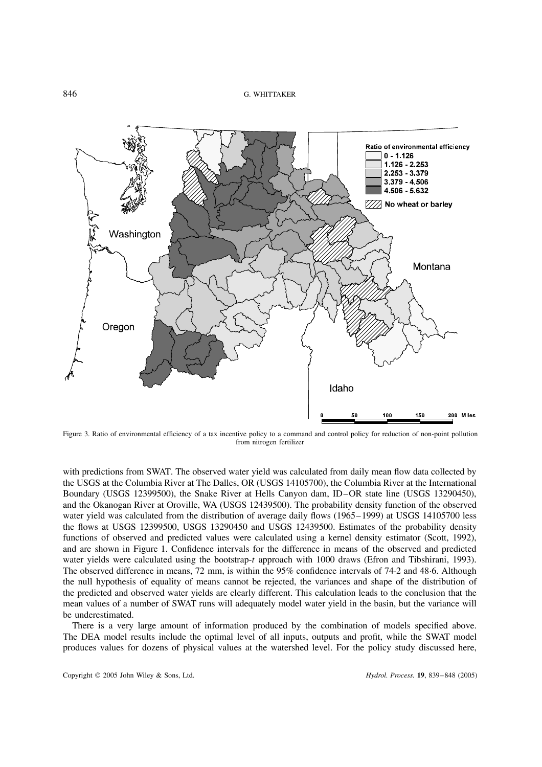Figure 3. Ratio of environmental efficiency of a tax incentive policy to a command and control policy for reduction of non-point pollution from nitrogen fertilizer

with predictions from SWAT. The observed water yield was calculated from daily mean flow data collected by the USGS at the Columbia River at The Dalles, OR (USGS 14105700), the Columbia River at the International Boundary (USGS 12399500), the Snake River at Hells Canyon dam, ID–OR state line (USGS 13290450), and the Okanogan River at Oroville, WA (USGS 12439500). The probability density function of the observed water yield was calculated from the distribution of average daily flows (1965–1999) at USGS 14105700 less the flows at USGS 12399500, USGS 13290450 and USGS 12439500. Estimates of the probability density functions of observed and predicted values were calculated using a kernel density estimator (Scott, 1992), and are shown in Figure 1. Confidence intervals for the difference in means of the observed and predicted water yields were calculated using the bootstrap-*t* approach with 1000 draws (Efron and Tibshirani, 1993). The observed difference in means, 72 mm, is within the 95% confidence intervals of 74·2 and 48·6. Although the null hypothesis of equality of means cannot be rejected, the variances and shape of the distribution of the predicted and observed water yields are clearly different. This calculation leads to the conclusion that the mean values of a number of SWAT runs will adequately model water yield in the basin, but the variance will be underestimated.

There is a very large amount of information produced by the combination of models specified above. The DEA model results include the optimal level of all inputs, outputs and profit, while the SWAT model produces values for dozens of physical values at the watershed level. For the policy study discussed here,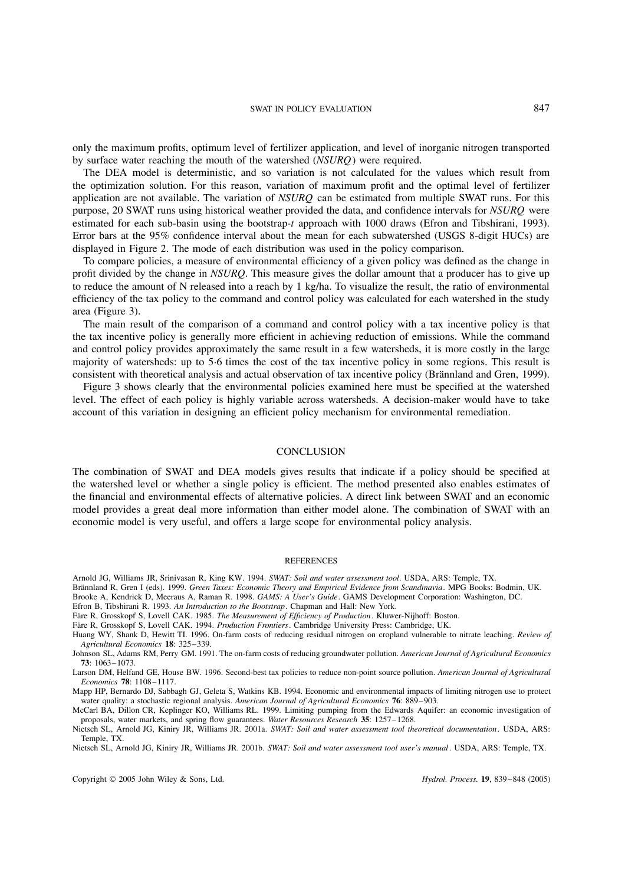only the maximum profits, optimum level of fertilizer application, and level of inorganic nitrogen transported by surface water reaching the mouth of the watershed (*NSURQ*) were required.

The DEA model is deterministic, and so variation is not calculated for the values which result from the optimization solution. For this reason, variation of maximum profit and the optimal level of fertilizer application are not available. The variation of *NSURQ* can be estimated from multiple SWAT runs. For this purpose, 20 SWAT runs using historical weather provided the data, and confidence intervals for *NSURQ* were estimated for each sub-basin using the bootstrap-*t* approach with 1000 draws (Efron and Tibshirani, 1993). Error bars at the 95% confidence interval about the mean for each subwatershed (USGS 8-digit HUCs) are displayed in Figure 2. The mode of each distribution was used in the policy comparison.

To compare policies, a measure of environmental efficiency of a given policy was defined as the change in profit divided by the change in *NSURQ*. This measure gives the dollar amount that a producer has to give up to reduce the amount of N released into a reach by 1 kg/ha. To visualize the result, the ratio of environmental efficiency of the tax policy to the command and control policy was calculated for each watershed in the study area (Figure 3).

The main result of the comparison of a command and control policy with a tax incentive policy is that the tax incentive policy is generally more efficient in achieving reduction of emissions. While the command and control policy provides approximately the same result in a few watersheds, it is more costly in the large majority of watersheds: up to 5·6 times the cost of the tax incentive policy in some regions. This result is consistent with theoretical analysis and actual observation of tax incentive policy (Brännland and Gren, 1999).

Figure 3 shows clearly that the environmental policies examined here must be specified at the watershed level. The effect of each policy is highly variable across watersheds. A decision-maker would have to take account of this variation in designing an efficient policy mechanism for environmental remediation.

## CONCLUSION

The combination of SWAT and DEA models gives results that indicate if a policy should be specified at the watershed level or whether a single policy is efficient. The method presented also enables estimates of the financial and environmental effects of alternative policies. A direct link between SWAT and an economic model provides a great deal more information than either model alone. The combination of SWAT with an economic model is very useful, and offers a large scope for environmental policy analysis.

## REFERENCES

Arnold JG, Williams JR, Srinivasan R, King KW. 1994. *SWAT: Soil and water assessment tool*. USDA, ARS: Temple, TX.

Brännland R, Gren I (eds). 1999. *Green Taxes: Economic Theory and Empirical Evidence from Scandinavia*. MPG Books: Bodmin, UK.

Brooke A, Kendrick D, Meeraus A, Raman R. 1998. *GAMS: A User's Guide*. GAMS Development Corporation: Washington, DC.

Efron B, Tibshirani R. 1993. *An Introduction to the Bootstrap*. Chapman and Hall: New York.

Färe R, Grosskopf S, Lovell CAK. 1985. *The Measurement of Efficiency of Production*. Kluwer-Nijhoff: Boston.

Färe R, Grosskopf S, Lovell CAK. 1994. *Production Frontiers*. Cambridge University Press: Cambridge, UK.

Huang WY, Shank D, Hewitt TI. 1996. On-farm costs of reducing residual nitrogen on cropland vulnerable to nitrate leaching. *Review of Agricultural Economics* **18**: 325–339.

Johnson SL, Adams RM, Perry GM. 1991. The on-farm costs of reducing groundwater pollution. *American Journal of Agricultural Economics* **73**: 1063–1073.

Larson DM, Helfand GE, House BW. 1996. Second-best tax policies to reduce non-point source pollution. *American Journal of Agricultural Economics* **78**: 1108–1117.

Mapp HP, Bernardo DJ, Sabbagh GJ, Geleta S, Watkins KB. 1994. Economic and environmental impacts of limiting nitrogen use to protect water quality: a stochastic regional analysis. *American Journal of Agricultural Economics* **76**: 889–903.

McCarl BA, Dillon CR, Keplinger KO, Williams RL. 1999. Limiting pumping from the Edwards Aquifer: an economic investigation of proposals, water markets, and spring flow guarantees. *Water Resources Research* **35**: 1257–1268.

Nietsch SL, Arnold JG, Kiniry JR, Williams JR. 2001a. *SWAT: Soil and water assessment tool theoretical documentation*. USDA, ARS: Temple, TX.

Nietsch SL, Arnold JG, Kiniry JR, Williams JR. 2001b. *SWAT: Soil and water assessment tool user's manual*. USDA, ARS: Temple, TX.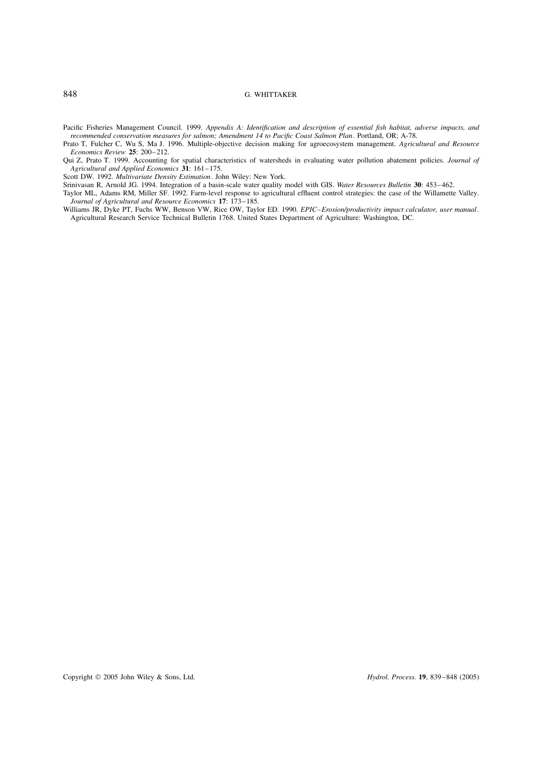Pacific Fisheries Management Council. 1999. *Appendix A: Identification and description of essential fish habitat, adverse impacts, and recommended conservation measures for salmon; Amendment 14 to Pacific Coast Salmon Plan*. Portland, OR; A-78.

Prato T, Fulcher C, Wu S, Ma J. 1996. Multiple-objective decision making for agroecosystem management. *Agricultural and Resource Economics Review* **25**: 200–212.

Qui Z, Prato T. 1999. Accounting for spatial characteristics of watersheds in evaluating water pollution abatement policies. *Journal of Agricultural and Applied Economics* **31**: 161–175.

Scott DW. 1992. *Multivariate Density Estimation*. John Wiley: New York.

Srinivasan R, Arnold JG. 1994. Integration of a basin-scale water quality model with GIS. *Water Resources Bulletin* **30**: 453–462.

Taylor ML, Adams RM, Miller SF. 1992. Farm-level response to agricultural effluent control strategies: the case of the Willamette Valley. *Journal of Agricultural and Resource Economics* **17**: 173–185.

Williams JR, Dyke PT, Fuchs WW, Benson VW, Rice OW, Taylor ED. 1990. *EPIC–Erosion/productivity impact calculator, user manual*. Agricultural Research Service Technical Bulletin 1768. United States Department of Agriculture: Washington, DC.